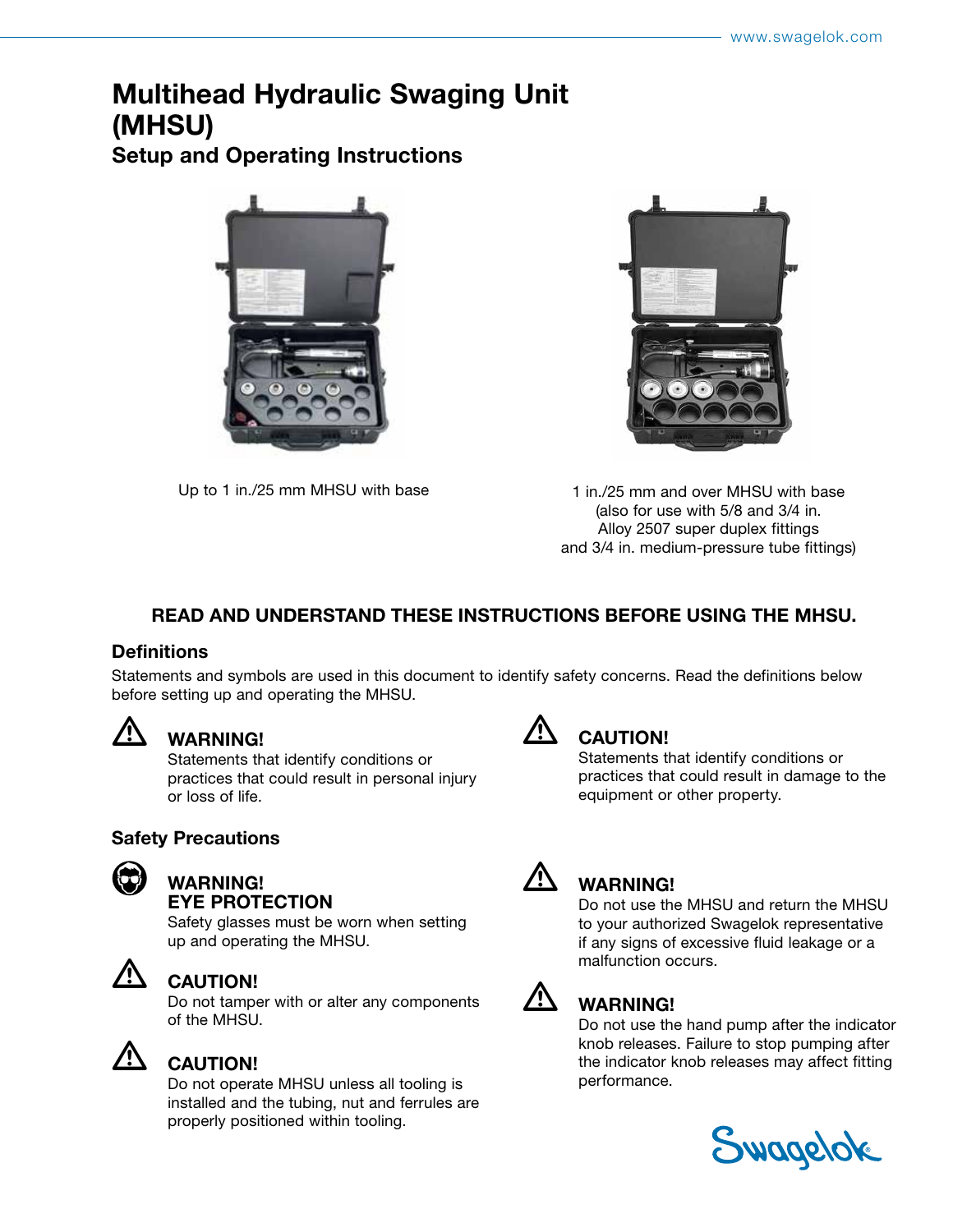# Multihead Hydraulic Swaging Unit (MHSU)

## Setup and Operating Instructions

Up to 1 in./25 mm MHSU with base

1 in./25 mm and over MHSU with base (also for use with 5/8 and 3/4 in. Alloy 2507 super duplex fittings and 3/4 in. medium-pressure tube fittings)

**READ AND UNDERSTAND THESE INSTRUCTIONS BEFORE USING THE MHSU.**

### Definitions

Statements and symbols are used in this document to identify safety concerns. Read the definitions below before setting up and operating the MHSU.

**WARNING!**
Statements that identify conditions or practices that could result in personal injury or loss of life.

**CAUTION!**
Statements that identify conditions or practices that could result in damage to the equipment or other property.

### Safety Precautions

**WARNING!**
**EYE PROTECTION**
Safety glasses must be worn when setting up and operating the MHSU.

**CAUTION!**
Do not tamper with or alter any components of the MHSU.

**CAUTION!**
Do not operate MHSU unless all tooling is installed and the tubing, nut and ferrules are properly positioned within tooling.

**WARNING!**
Do not use the MHSU and return the MHSU to your authorized Swagelok representative if any signs of excessive fluid leakage or a malfunction occurs.

**WARNING!**
Do not use the hand pump after the indicator knob releases. Failure to stop pumping after the indicator knob releases may affect fitting performance.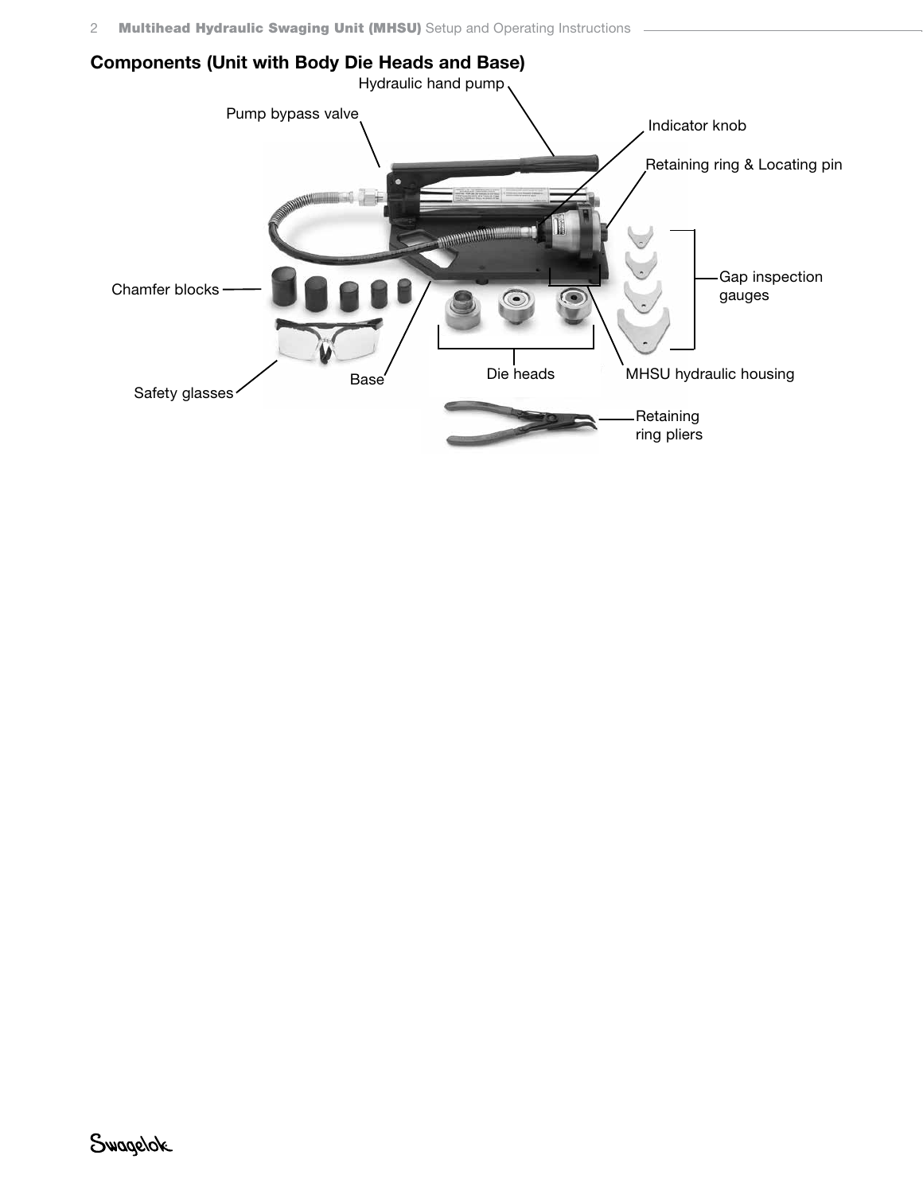## Components (Unit with Body Die Heads and Base)

Hydraulic hand pump

Pump bypass valve

Indicator knob

Retaining ring & Locating pin

Chamfer blocks

Gap inspection gauges

Safety glasses

Base

Die heads

MHSU hydraulic housing

Retaining ring pliers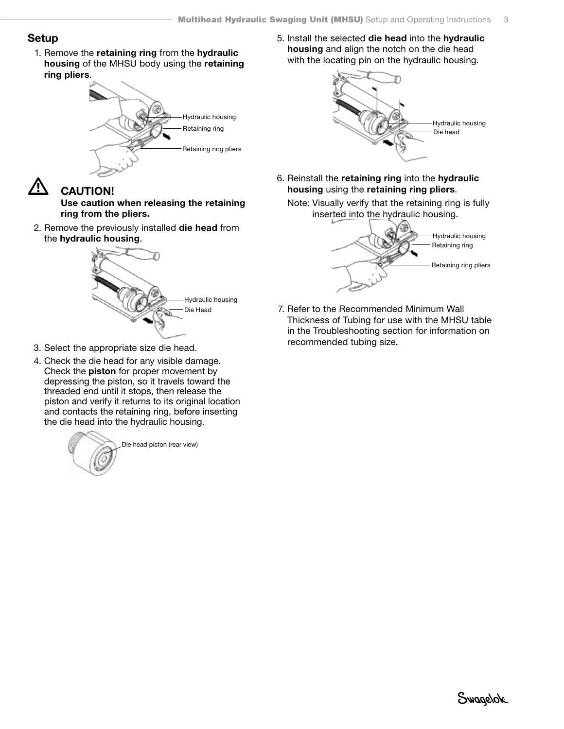## Setup

1. Remove the **retaining ring** from the **hydraulic housing** of the MHSU body using the **retaining ring pliers**.

   Hydraulic housing
   Retaining ring
   Retaining ring pliers

**CAUTION!**
**Use caution when releasing the retaining ring from the pliers.**

2. Remove the previously installed **die head** from the **hydraulic housing**.

   Hydraulic housing
   Die Head

3. Select the appropriate size die head.
4. Check the die head for any visible damage. Check the **piston** for proper movement by depressing the piston, so it travels toward the threaded end until it stops, then release the piston and verify it returns to its original location and contacts the retaining ring, before inserting the die head into the hydraulic housing.

   Die head piston (rear view)

5. Install the selected **die head** into the **hydraulic housing** and align the notch on the die head with the locating pin on the hydraulic housing.

   Hydraulic housing
   Die head

6. Reinstall the **retaining ring** into the **hydraulic housing** using the **retaining ring pliers**.

   Note: Visually verify that the retaining ring is fully inserted into the hydraulic housing.

   Hydraulic housing
   Retaining ring
   Retaining ring pliers

7. Refer to the Recommended Minimum Wall Thickness of Tubing for use with the MHSU table in the Troubleshooting section for information on recommended tubing size.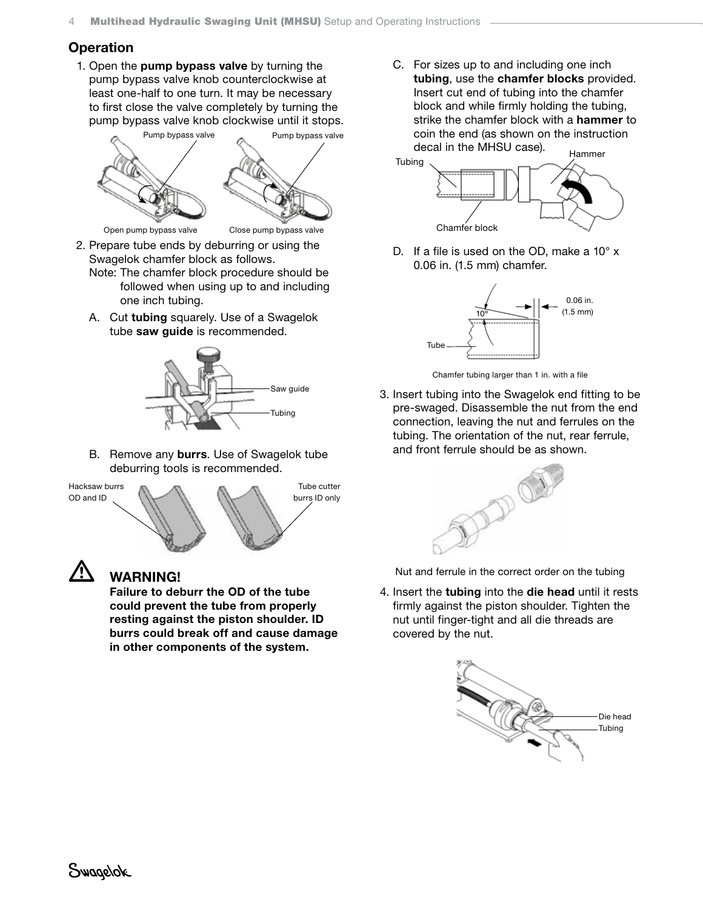## Operation

1. Open the **pump bypass valve** by turning the pump bypass valve knob counterclockwise at least one-half to one turn. It may be necessary to first close the valve completely by turning the pump bypass valve knob clockwise until it stops.

   Pump bypass valve — Open pump bypass valve

   Pump bypass valve — Close pump bypass valve

2. Prepare tube ends by deburring or using the Swagelok chamfer block as follows.
   Note: The chamfer block procedure should be followed when using up to and including one inch tubing.

   A. Cut **tubing** squarely. Use of a Swagelok tube **saw guide** is recommended.

   Saw guide
   Tubing

   B. Remove any **burrs**. Use of Swagelok tube deburring tools is recommended.

   Hacksaw burrs OD and ID
   Tube cutter burrs ID only

   ⚠ **WARNING!**
   **Failure to deburr the OD of the tube could prevent the tube from properly resting against the piston shoulder. ID burrs could break off and cause damage in other components of the system.**

   C. For sizes up to and including one inch **tubing**, use the **chamfer blocks** provided. Insert cut end of tubing into the chamfer block and while firmly holding the tubing, strike the chamfer block with a **hammer** to coin the end (as shown on the instruction decal in the MHSU case).

   Tubing
   Hammer
   Chamfer block

   D. If a file is used on the OD, make a 10° x 0.06 in. (1.5 mm) chamfer.

   10°
   0.06 in. (1.5 mm)
   Tube

   Chamfer tubing larger than 1 in. with a file

3. Insert tubing into the Swagelok end fitting to be pre-swaged. Disassemble the nut from the end connection, leaving the nut and ferrules on the tubing. The orientation of the nut, rear ferrule, and front ferrule should be as shown.

   Nut and ferrule in the correct order on the tubing

4. Insert the **tubing** into the **die head** until it rests firmly against the piston shoulder. Tighten the nut until finger-tight and all die threads are covered by the nut.

   Die head
   Tubing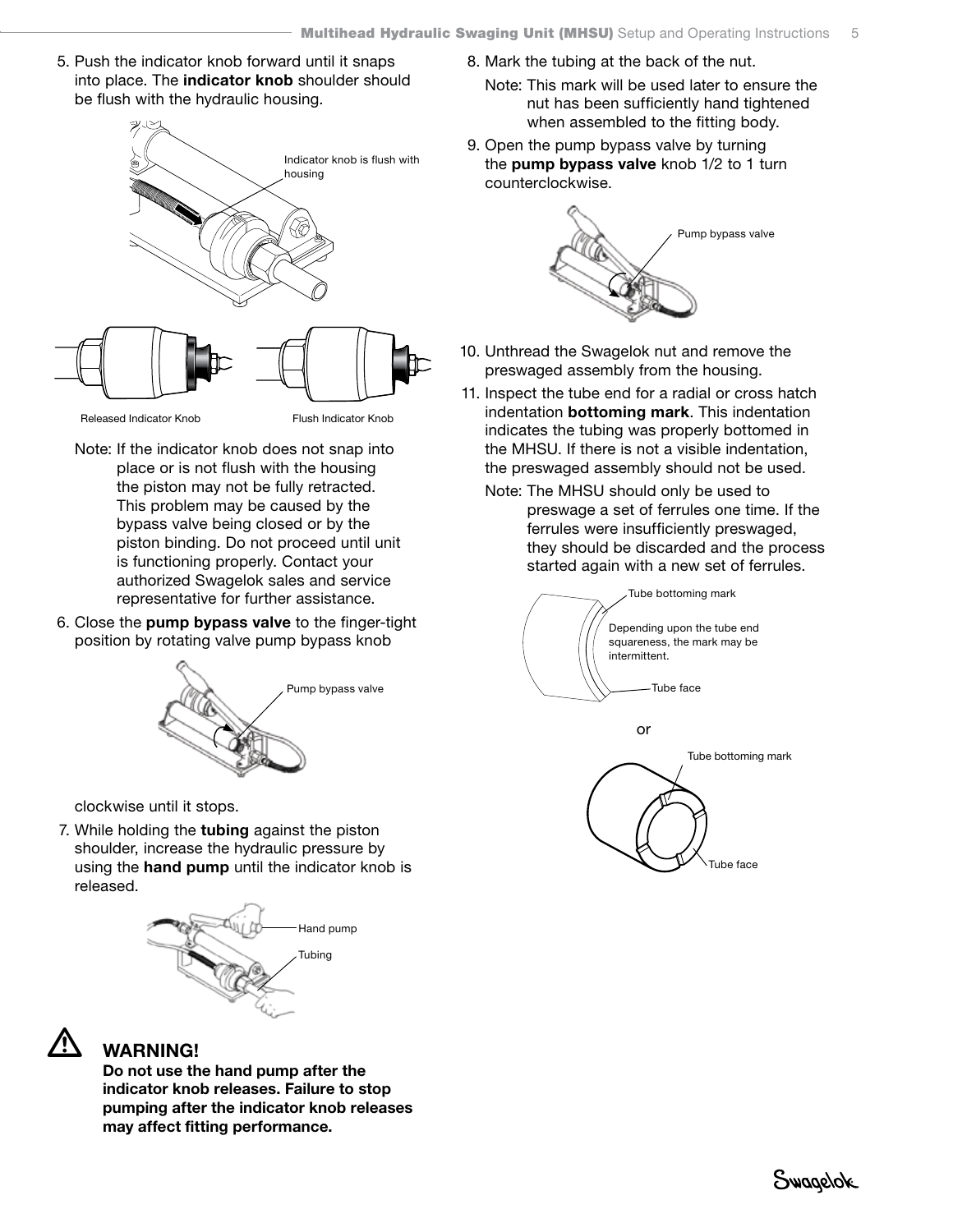5. Push the indicator knob forward until it snaps into place. The **indicator knob** shoulder should be flush with the hydraulic housing.

Indicator knob is flush with housing

Released Indicator Knob

Flush Indicator Knob

Note: If the indicator knob does not snap into place or is not flush with the housing the piston may not be fully retracted. This problem may be caused by the bypass valve being closed or by the piston binding. Do not proceed until unit is functioning properly. Contact your authorized Swagelok sales and service representative for further assistance.

6. Close the **pump bypass valve** to the finger-tight position by rotating valve pump bypass knob

Pump bypass valve

clockwise until it stops.

7. While holding the **tubing** against the piston shoulder, increase the hydraulic pressure by using the **hand pump** until the indicator knob is released.

Hand pump

Tubing

**WARNING!**
**Do not use the hand pump after the indicator knob releases. Failure to stop pumping after the indicator knob releases may affect fitting performance.**

8. Mark the tubing at the back of the nut.

Note: This mark will be used later to ensure the nut has been sufficiently hand tightened when assembled to the fitting body.

9. Open the pump bypass valve by turning the **pump bypass valve** knob 1/2 to 1 turn counterclockwise.

Pump bypass valve

10. Unthread the Swagelok nut and remove the preswaged assembly from the housing.
11. Inspect the tube end for a radial or cross hatch indentation **bottoming mark**. This indentation indicates the tubing was properly bottomed in the MHSU. If there is not a visible indentation, the preswaged assembly should not be used.

Note: The MHSU should only be used to preswage a set of ferrules one time. If the ferrules were insufficiently preswaged, they should be discarded and the process started again with a new set of ferrules.

Tube bottoming mark

Depending upon the tube end squareness, the mark may be intermittent.

Tube face

or

Tube bottoming mark

Tube face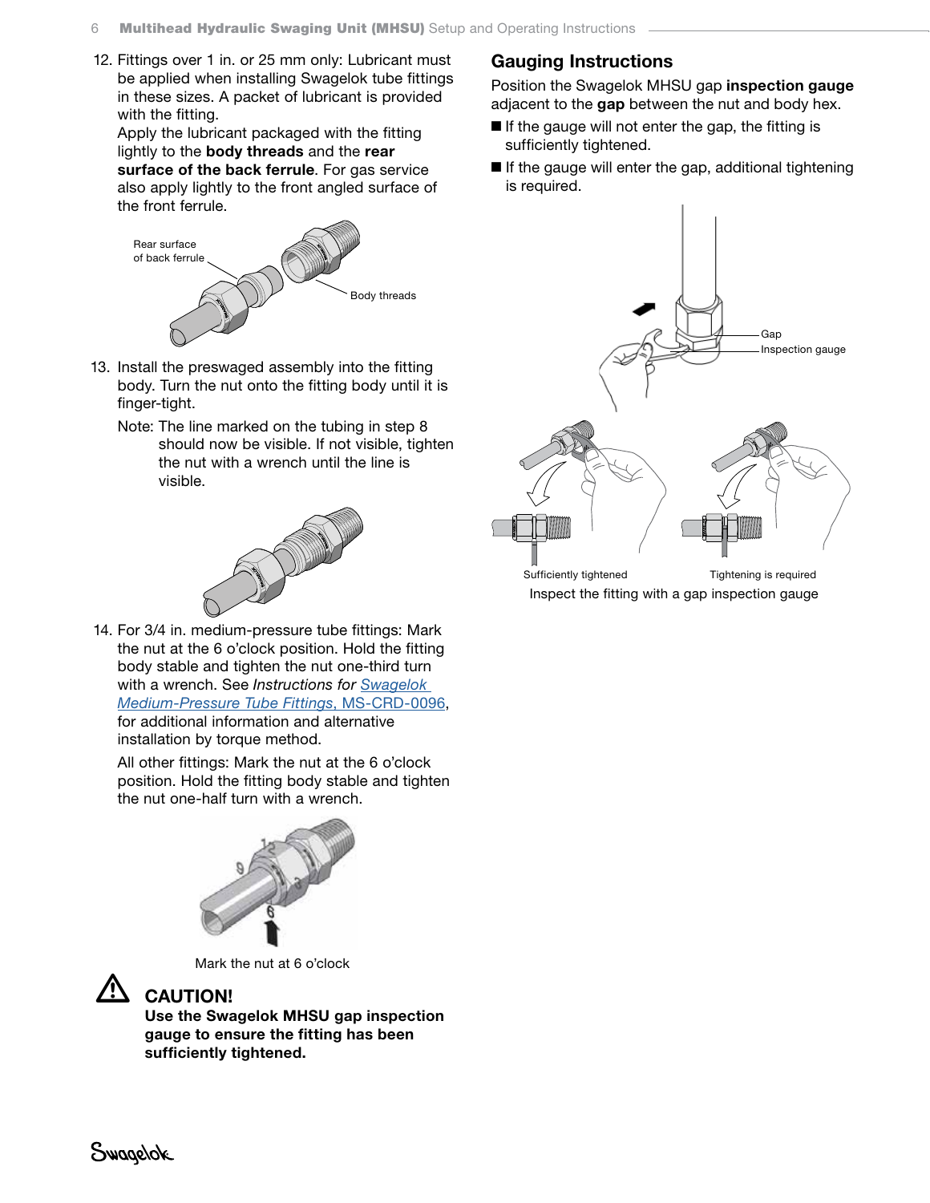12. Fittings over 1 in. or 25 mm only: Lubricant must be applied when installing Swagelok tube fittings in these sizes. A packet of lubricant is provided with the fitting.
    Apply the lubricant packaged with the fitting lightly to the **body threads** and the **rear surface of the back ferrule**. For gas service also apply lightly to the front angled surface of the front ferrule.

Rear surface of back ferrule

Body threads

13. Install the preswaged assembly into the fitting body. Turn the nut onto the fitting body until it is finger-tight.
    Note: The line marked on the tubing in step 8 should now be visible. If not visible, tighten the nut with a wrench until the line is visible.

14. For 3/4 in. medium-pressure tube fittings: Mark the nut at the 6 o'clock position. Hold the fitting body stable and tighten the nut one-third turn with a wrench. See *Instructions for Swagelok Medium-Pressure Tube Fittings*, MS-CRD-0096, for additional information and alternative installation by torque method.
    All other fittings: Mark the nut at the 6 o'clock position. Hold the fitting body stable and tighten the nut one-half turn with a wrench.

Mark the nut at 6 o'clock

**CAUTION!**
**Use the Swagelok MHSU gap inspection gauge to ensure the fitting has been sufficiently tightened.**

## Gauging Instructions

Position the Swagelok MHSU gap **inspection gauge** adjacent to the **gap** between the nut and body hex.

- If the gauge will not enter the gap, the fitting is sufficiently tightened.
- If the gauge will enter the gap, additional tightening is required.

Gap

Inspection gauge

Sufficiently tightened

Tightening is required

Inspect the fitting with a gap inspection gauge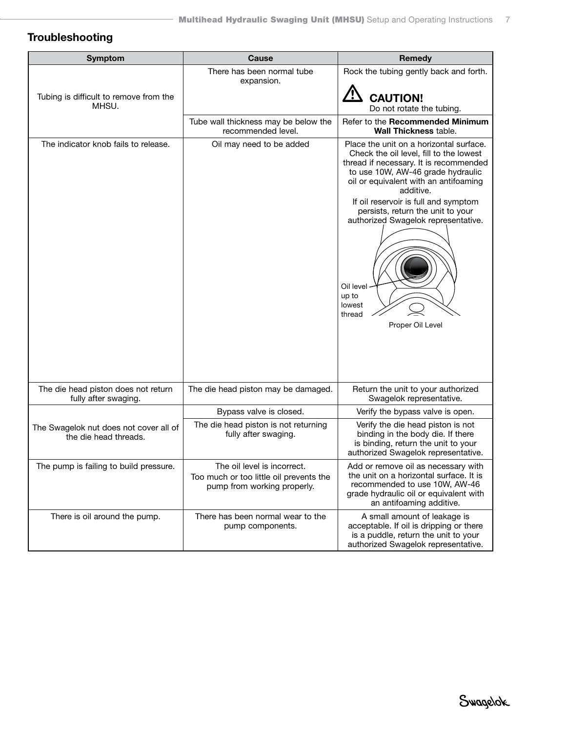## Troubleshooting

| Symptom | Cause | Remedy |
|---|---|---|
| Tubing is difficult to remove from the MHSU. | There has been normal tube expansion. | Rock the tubing gently back and forth. **CAUTION!** Do not rotate the tubing. |
| | Tube wall thickness may be below the recommended level. | Refer to the **Recommended Minimum Wall Thickness** table. |
| The indicator knob fails to release. | Oil may need to be added | Place the unit on a horizontal surface. Check the oil level, fill to the lowest thread if necessary. It is recommended to use 10W, AW-46 grade hydraulic oil or equivalent with an antifoaming additive. If oil reservoir is full and symptom persists, return the unit to your authorized Swagelok representative. Oil level up to lowest thread. Proper Oil Level |
| The die head piston does not return fully after swaging. | The die head piston may be damaged. | Return the unit to your authorized Swagelok representative. |
| The Swagelok nut does not cover all of the die head threads. | Bypass valve is closed. | Verify the bypass valve is open. |
| | The die head piston is not returning fully after swaging. | Verify the die head piston is not binding in the body die. If there is binding, return the unit to your authorized Swagelok representative. |
| The pump is failing to build pressure. | The oil level is incorrect. Too much or too little oil prevents the pump from working properly. | Add or remove oil as necessary with the unit on a horizontal surface. It is recommended to use 10W, AW-46 grade hydraulic oil or equivalent with an antifoaming additive. |
| There is oil around the pump. | There has been normal wear to the pump components. | A small amount of leakage is acceptable. If oil is dripping or there is a puddle, return the unit to your authorized Swagelok representative. |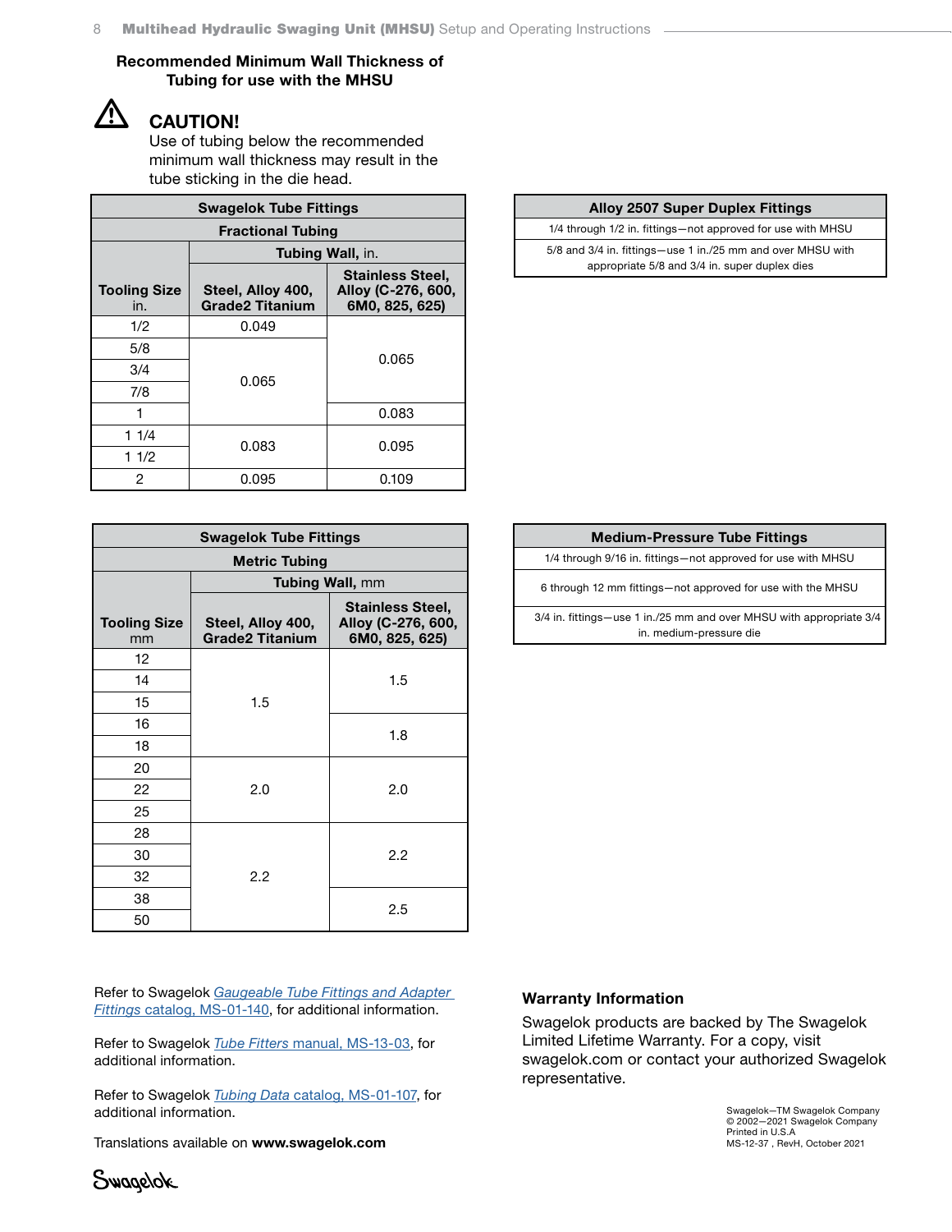## Recommended Minimum Wall Thickness of Tubing for use with the MHSU

⚠ **CAUTION!**
Use of tubing below the recommended minimum wall thickness may result in the tube sticking in the die head.

| Swagelok Tube Fittings | | |
|---|---|---|
| Fractional Tubing | | |
| | Tubing Wall, in. | |
| **Tooling Size** in. | **Steel, Alloy 400, Grade2 Titanium** | **Stainless Steel, Alloy (C-276, 600, 6M0, 825, 625)** |
| 1/2 | 0.049 | 0.065 |
| 5/8 | 0.065 | 0.065 |
| 3/4 | 0.065 | 0.065 |
| 7/8 | 0.065 | 0.065 |
| 1 | 0.065 | 0.083 |
| 1 1/4 | 0.083 | 0.095 |
| 1 1/2 | 0.083 | 0.095 |
| 2 | 0.095 | 0.109 |

| Alloy 2507 Super Duplex Fittings |
|---|
| 1/4 through 1/2 in. fittings—not approved for use with MHSU |
| 5/8 and 3/4 in. fittings—use 1 in./25 mm and over MHSU with appropriate 5/8 and 3/4 in. super duplex dies |

| Swagelok Tube Fittings | | |
|---|---|---|
| Metric Tubing | | |
| | Tubing Wall, mm | |
| **Tooling Size** mm | **Steel, Alloy 400, Grade2 Titanium** | **Stainless Steel, Alloy (C-276, 600, 6M0, 825, 625)** |
| 12 | 1.5 | 1.5 |
| 14 | 1.5 | 1.5 |
| 15 | 1.5 | 1.5 |
| 16 | 1.5 | 1.8 |
| 18 | 1.5 | 1.8 |
| 20 | 2.0 | 2.0 |
| 22 | 2.0 | 2.0 |
| 25 | 2.0 | 2.0 |
| 28 | 2.2 | 2.2 |
| 30 | 2.2 | 2.2 |
| 32 | 2.2 | 2.2 |
| 38 | 2.2 | 2.5 |
| 50 | 2.2 | 2.5 |

| Medium-Pressure Tube Fittings |
|---|
| 1/4 through 9/16 in. fittings—not approved for use with MHSU |
| 6 through 12 mm fittings—not approved for use with the MHSU |
| 3/4 in. fittings—use 1 in./25 mm and over MHSU with appropriate 3/4 in. medium-pressure die |

Refer to Swagelok *Gaugeable Tube Fittings and Adapter Fittings* catalog, MS-01-140, for additional information.

Refer to Swagelok *Tube Fitters* manual, MS-13-03, for additional information.

Refer to Swagelok *Tubing Data* catalog, MS-01-107, for additional information.

Translations available on **www.swagelok.com**

### Warranty Information

Swagelok products are backed by The Swagelok Limited Lifetime Warranty. For a copy, visit swagelok.com or contact your authorized Swagelok representative.

Swagelok—TM Swagelok Company
© 2002—2021 Swagelok Company
Printed in U.S.A
MS-12-37 , RevH, October 2021